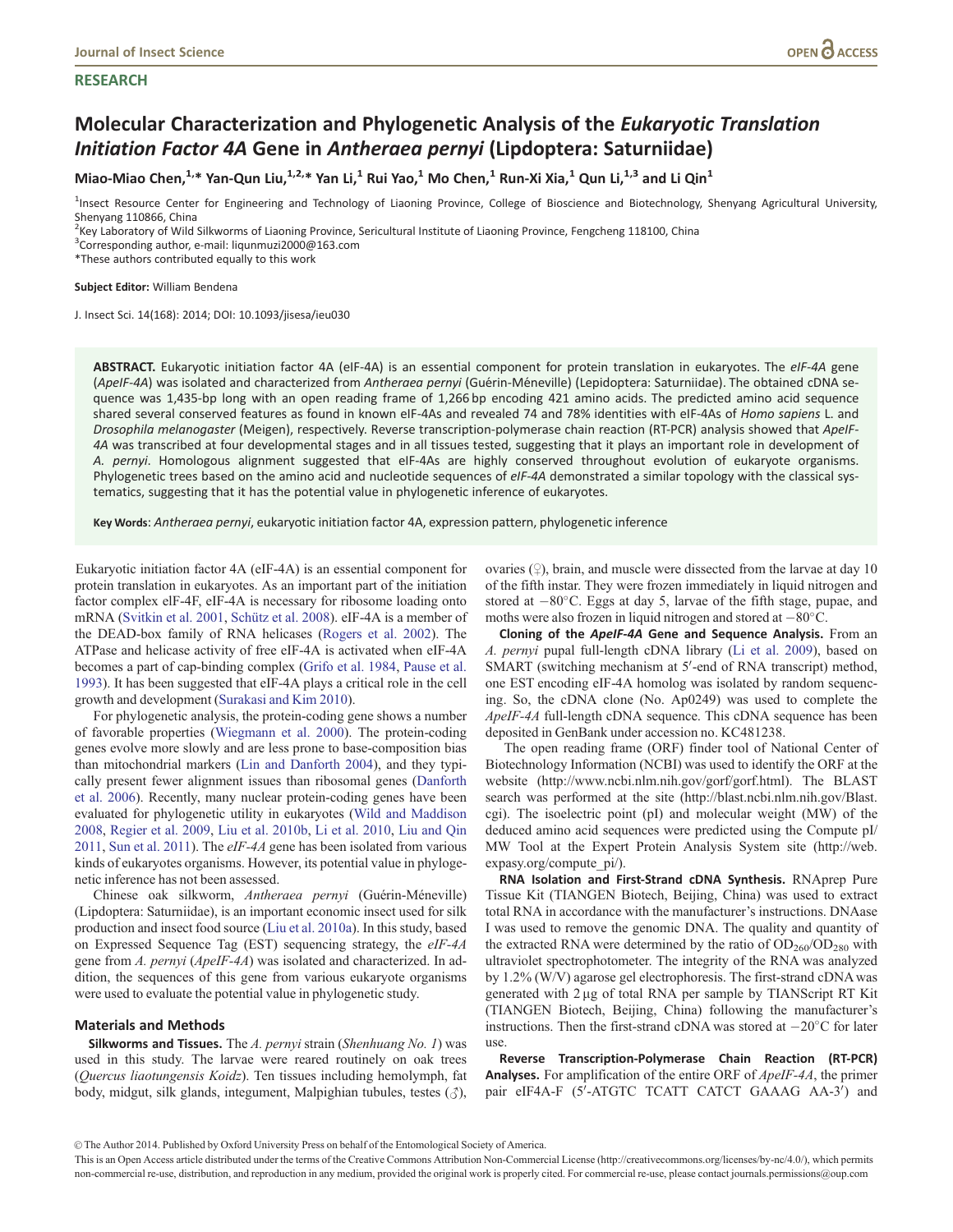RESEARCH

# Molecular Characterization and Phylogenetic Analysis of the *Eukaryotic Translation Initiation Factor 4A* Gene in *Antheraea pernyi* (Lipdoptera: Saturniidae)

**Miao-Miao Chen,[1,*] Yan-Qun Liu,[1,2,*] Yan Li,[1] Rui Yao,[1] Mo Chen,[1] Run-Xi Xia,[1] Qun Li,[1,3] and Li Qin[1]**

[1]Insect Resource Center for Engineering and Technology of Liaoning Province, College of Bioscience and Biotechnology, Shenyang Agricultural University, Shenyang 110866, China
[2]Key Laboratory of Wild Silkworms of Liaoning Province, Sericultural Institute of Liaoning Province, Fengcheng 118100, China
[3]Corresponding author, e-mail: liqunmuzi2000@163.com
*These authors contributed equally to this work

**Subject Editor:** William Bendena

J. Insect Sci. 14(168): 2014; DOI: 10.1093/jisesa/ieu030

**ABSTRACT.** Eukaryotic initiation factor 4A (eIF-4A) is an essential component for protein translation in eukaryotes. The *eIF-4A* gene (*ApeIF-4A*) was isolated and characterized from *Antheraea pernyi* (Guérin-Méneville) (Lepidoptera: Saturniidae). The obtained cDNA sequence was 1,435-bp long with an open reading frame of 1,266 bp encoding 421 amino acids. The predicted amino acid sequence shared several conserved features as found in known eIF-4As and revealed 74 and 78% identities with eIF-4As of *Homo sapiens* L. and *Drosophila melanogaster* (Meigen), respectively. Reverse transcription-polymerase chain reaction (RT-PCR) analysis showed that *ApeIF-4A* was transcribed at four developmental stages and in all tissues tested, suggesting that it plays an important role in development of *A. pernyi*. Homologous alignment suggested that eIF-4As are highly conserved throughout evolution of eukaryote organisms. Phylogenetic trees based on the amino acid and nucleotide sequences of *eIF-4A* demonstrated a similar topology with the classical systematics, suggesting that it has the potential value in phylogenetic inference of eukaryotes.

**Key Words**: *Antheraea pernyi*, eukaryotic initiation factor 4A, expression pattern, phylogenetic inference

Eukaryotic initiation factor 4A (eIF-4A) is an essential component for protein translation in eukaryotes. As an important part of the initiation factor complex eIF-4F, eIF-4A is necessary for ribosome loading onto mRNA (Svitkin et al. 2001, Schütz et al. 2008). eIF-4A is a member of the DEAD-box family of RNA helicases (Rogers et al. 2002). The ATPase and helicase activity of free eIF-4A is activated when eIF-4A becomes a part of cap-binding complex (Grifo et al. 1984, Pause et al. 1993). It has been suggested that eIF-4A plays a critical role in the cell growth and development (Surakasi and Kim 2010).

For phylogenetic analysis, the protein-coding gene shows a number of favorable properties (Wiegmann et al. 2000). The protein-coding genes evolve more slowly and are less prone to base-composition bias than mitochondrial markers (Lin and Danforth 2004), and they typically present fewer alignment issues than ribosomal genes (Danforth et al. 2006). Recently, many nuclear protein-coding genes have been evaluated for phylogenetic utility in eukaryotes (Wild and Maddison 2008, Regier et al. 2009, Liu et al. 2010b, Li et al. 2010, Liu and Qin 2011, Sun et al. 2011). The *eIF-4A* gene has been isolated from various kinds of eukaryotes organisms. However, its potential value in phylogenetic inference has not been assessed.

Chinese oak silkworm, *Antheraea pernyi* (Guérin-Méneville) (Lipdoptera: Saturniidae), is an important economic insect used for silk production and insect food source (Liu et al. 2010a). In this study, based on Expressed Sequence Tag (EST) sequencing strategy, the *eIF-4A* gene from *A. pernyi* (*ApeIF-4A*) was isolated and characterized. In addition, the sequences of this gene from various eukaryote organisms were used to evaluate the potential value in phylogenetic study.

## Materials and Methods

**Silkworms and Tissues.** The *A. pernyi* strain (*Shenhuang No. 1*) was used in this study. The larvae were reared routinely on oak trees (*Quercus liaotungensis Koidz*). Ten tissues including hemolymph, fat body, midgut, silk glands, integument, Malpighian tubules, testes (♂), ovaries (♀), brain, and muscle were dissected from the larvae at day 10 of the fifth instar. They were frozen immediately in liquid nitrogen and stored at −80°C. Eggs at day 5, larvae of the fifth stage, pupae, and moths were also frozen in liquid nitrogen and stored at −80°C.

**Cloning of the *ApeIF-4A* Gene and Sequence Analysis.** From an *A. pernyi* pupal full-length cDNA library (Li et al. 2009), based on SMART (switching mechanism at 5′-end of RNA transcript) method, one EST encoding eIF-4A homolog was isolated by random sequencing. So, the cDNA clone (No. Ap0249) was used to complete the *ApeIF-4A* full-length cDNA sequence. This cDNA sequence has been deposited in GenBank under accession no. KC481238.

The open reading frame (ORF) finder tool of National Center of Biotechnology Information (NCBI) was used to identify the ORF at the website (http://www.ncbi.nlm.nih.gov/gorf/gorf.html). The BLAST search was performed at the site (http://blast.ncbi.nlm.nih.gov/Blast.cgi). The isoelectric point (pI) and molecular weight (MW) of the deduced amino acid sequences were predicted using the Compute pI/MW Tool at the Expert Protein Analysis System site (http://web.expasy.org/compute_pi/).

**RNA Isolation and First-Strand cDNA Synthesis.** RNAprep Pure Tissue Kit (TIANGEN Biotech, Beijing, China) was used to extract total RNA in accordance with the manufacturer's instructions. DNAase I was used to remove the genomic DNA. The quality and quantity of the extracted RNA were determined by the ratio of $OD_{260}/OD_{280}$ with ultraviolet spectrophotometer. The integrity of the RNA was analyzed by 1.2% (W/V) agarose gel electrophoresis. The first-strand cDNA was generated with 2 μg of total RNA per sample by TIANScript RT Kit (TIANGEN Biotech, Beijing, China) following the manufacturer's instructions. Then the first-strand cDNA was stored at −20°C for later use.

**Reverse Transcription-Polymerase Chain Reaction (RT-PCR) Analyses.** For amplification of the entire ORF of *ApeIF-4A*, the primer pair eIF4A-F (5′-ATGTC TCATT CATCT GAAAG AA-3′) and

© The Author 2014. Published by Oxford University Press on behalf of the Entomological Society of America.
This is an Open Access article distributed under the terms of the Creative Commons Attribution Non-Commercial License (http://creativecommons.org/licenses/by-nc/4.0/), which permits non-commercial re-use, distribution, and reproduction in any medium, provided the original work is properly cited. For commercial re-use, please contact journals.permissions@oup.com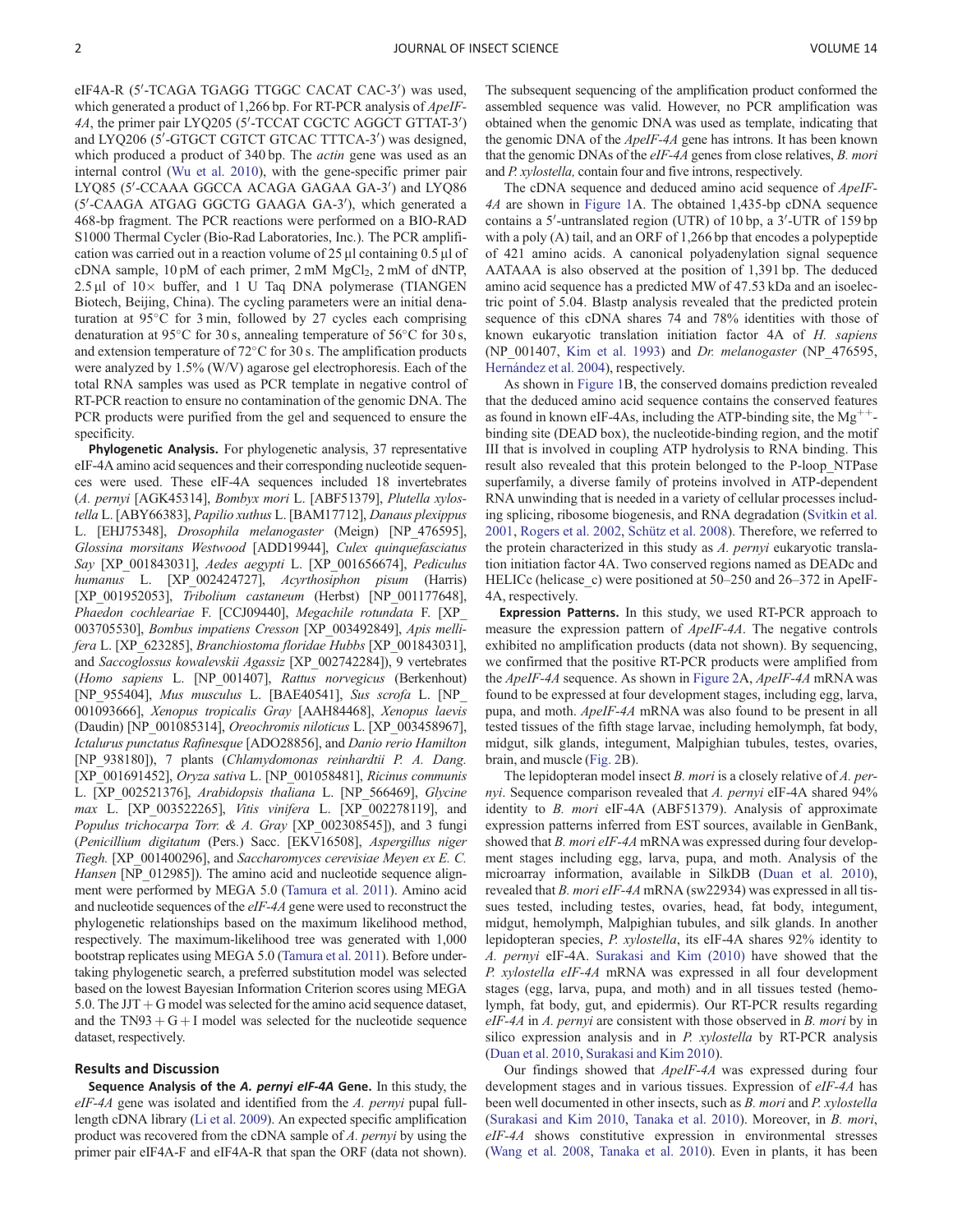eIF4A-R (5′-TCAGA TGAGG TTGGC CACAT CAC-3′) was used, which generated a product of 1,266 bp. For RT-PCR analysis of *ApeIF-4A*, the primer pair LYQ205 (5′-TCCAT CGCTC AGGCT GTTAT-3′) and LYQ206 (5′-GTGCT CGTCT GTCAC TTTCA-3′) was designed, which produced a product of 340 bp. The *actin* gene was used as an internal control (Wu et al. 2010), with the gene-specific primer pair LYQ85 (5′-CCAAA GGCCA ACAGA GAGAA GA-3′) and LYQ86 (5′-CAAGA ATGAG GGCTG GAAGA GA-3′), which generated a 468-bp fragment. The PCR reactions were performed on a BIO-RAD S1000 Thermal Cycler (Bio-Rad Laboratories, Inc.). The PCR amplification was carried out in a reaction volume of 25 µl containing 0.5 µl of cDNA sample, 10 pM of each primer, 2 mM $MgCl_2$, 2 mM of dNTP, 2.5 µl of 10× buffer, and 1 U Taq DNA polymerase (TIANGEN Biotech, Beijing, China). The cycling parameters were an initial denaturation at 95°C for 3 min, followed by 27 cycles each comprising denaturation at 95°C for 30 s, annealing temperature of 56°C for 30 s, and extension temperature of 72°C for 30 s. The amplification products were analyzed by 1.5% (W/V) agarose gel electrophoresis. Each of the total RNA samples was used as PCR template in negative control of RT-PCR reaction to ensure no contamination of the genomic DNA. The PCR products were purified from the gel and sequenced to ensure the specificity.

**Phylogenetic Analysis.** For phylogenetic analysis, 37 representative eIF-4A amino acid sequences and their corresponding nucleotide sequences were used. These eIF-4A sequences included 18 invertebrates (*A. pernyi* [AGK45314], *Bombyx mori* L. [ABF51379], *Plutella xylostella* L. [ABY66383], *Papilio xuthus* L. [BAM17712], *Danaus plexippus* L. [EHJ75348], *Drosophila melanogaster* (Meign) [NP_476595], *Glossina morsitans Westwood* [ADD19944], *Culex quinquefasciatus Say* [XP_001843031], *Aedes aegypti* L. [XP_001656674], *Pediculus humanus* L. [XP_002424727], *Acyrthosiphon pisum* (Harris) [XP_001952053], *Tribolium castaneum* (Herbst) [NP_001177648], *Phaedon cochleariae* F. [CCJ09440], *Megachile rotundata* F. [XP_003705530], *Bombus impatiens Cresson* [XP_003492849], *Apis mellifera* L. [XP_623285], *Branchiostoma floridae Hubbs* [XP_001843031], and *Saccoglossus kowalevskii Agassiz* [XP_002742284]), 9 vertebrates (*Homo sapiens* L. [NP_001407], *Rattus norvegicus* (Berkenhout) [NP_955404], *Mus musculus* L. [BAE40541], *Sus scrofa* L. [NP_001093666], *Xenopus tropicalis Gray* [AAH84468], *Xenopus laevis* (Daudin) [NP_001085314], *Oreochromis niloticus* L. [XP_003458967], *Ictalurus punctatus Rafinesque* [ADO28856], and *Danio rerio Hamilton* [NP_938180]), 7 plants (*Chlamydomonas reinhardtii P. A. Dang.* [XP_001691452], *Oryza sativa* L. [NP_001058481], *Ricinus communis* L. [XP_002521376], *Arabidopsis thaliana* L. [NP_566469], *Glycine max* L. [XP_003522265], *Vitis vinifera* L. [XP_002278119], and *Populus trichocarpa Torr. & A. Gray* [XP_002308545]), and 3 fungi (*Penicillium digitatum* (Pers.) Sacc. [EKV16508], *Aspergillus niger Tiegh.* [XP_001400296], and *Saccharomyces cerevisiae Meyen ex E. C. Hansen* [NP_012985]). The amino acid and nucleotide sequence alignment were performed by MEGA 5.0 (Tamura et al. 2011). Amino acid and nucleotide sequences of the *eIF-4A* gene were used to reconstruct the phylogenetic relationships based on the maximum likelihood method, respectively. The maximum-likelihood tree was generated with 1,000 bootstrap replicates using MEGA 5.0 (Tamura et al. 2011). Before undertaking phylogenetic search, a preferred substitution model was selected based on the lowest Bayesian Information Criterion scores using MEGA 5.0. The JJT + G model was selected for the amino acid sequence dataset, and the TN93 + G + I model was selected for the nucleotide sequence dataset, respectively.

## Results and Discussion

**Sequence Analysis of the *A. pernyi eIF-4A* Gene.** In this study, the *eIF-4A* gene was isolated and identified from the *A. pernyi* pupal full-length cDNA library (Li et al. 2009). An expected specific amplification product was recovered from the cDNA sample of *A. pernyi* by using the primer pair eIF4A-F and eIF4A-R that span the ORF (data not shown). The subsequent sequencing of the amplification product conformed the assembled sequence was valid. However, no PCR amplification was obtained when the genomic DNA was used as template, indicating that the genomic DNA of the *ApeIF-4A* gene has introns. It has been known that the genomic DNAs of the *eIF-4A* genes from close relatives, *B. mori* and *P. xylostella,* contain four and five introns, respectively.

The cDNA sequence and deduced amino acid sequence of *ApeIF-4A* are shown in Figure 1A. The obtained 1,435-bp cDNA sequence contains a 5′-untranslated region (UTR) of 10 bp, a 3′-UTR of 159 bp with a poly (A) tail, and an ORF of 1,266 bp that encodes a polypeptide of 421 amino acids. A canonical polyadenylation signal sequence AATAAA is also observed at the position of 1,391 bp. The deduced amino acid sequence has a predicted MW of 47.53 kDa and an isoelectric point of 5.04. Blastp analysis revealed that the predicted protein sequence of this cDNA shares 74 and 78% identities with those of known eukaryotic translation initiation factor 4A of *H. sapiens* (NP_001407, Kim et al. 1993) and *Dr. melanogaster* (NP_476595, Hernández et al. 2004), respectively.

As shown in Figure 1B, the conserved domains prediction revealed that the deduced amino acid sequence contains the conserved features as found in known eIF-4As, including the ATP-binding site, the $Mg^{++}$-binding site (DEAD box), the nucleotide-binding region, and the motif III that is involved in coupling ATP hydrolysis to RNA binding. This result also revealed that this protein belonged to the P-loop_NTPase superfamily, a diverse family of proteins involved in ATP-dependent RNA unwinding that is needed in a variety of cellular processes including splicing, ribosome biogenesis, and RNA degradation (Svitkin et al. 2001, Rogers et al. 2002, Schütz et al. 2008). Therefore, we referred to the protein characterized in this study as *A. pernyi* eukaryotic translation initiation factor 4A. Two conserved regions named as DEADc and HELICc (helicase_c) were positioned at 50–250 and 26–372 in ApeIF-4A, respectively.

**Expression Patterns.** In this study, we used RT-PCR approach to measure the expression pattern of *ApeIF-4A*. The negative controls exhibited no amplification products (data not shown). By sequencing, we confirmed that the positive RT-PCR products were amplified from the *ApeIF-4A* sequence. As shown in Figure 2A, *ApeIF-4A* mRNA was found to be expressed at four development stages, including egg, larva, pupa, and moth. *ApeIF-4A* mRNA was also found to be present in all tested tissues of the fifth stage larvae, including hemolymph, fat body, midgut, silk glands, integument, Malpighian tubules, testes, ovaries, brain, and muscle (Fig. 2B).

The lepidopteran model insect *B. mori* is a closely relative of *A. pernyi*. Sequence comparison revealed that *A. pernyi* eIF-4A shared 94% identity to *B. mori* eIF-4A (ABF51379). Analysis of approximate expression patterns inferred from EST sources, available in GenBank, showed that *B. mori eIF-4A* mRNA was expressed during four development stages including egg, larva, pupa, and moth. Analysis of the microarray information, available in SilkDB (Duan et al. 2010), revealed that *B. mori eIF-4A* mRNA (sw22934) was expressed in all tissues tested, including testes, ovaries, head, fat body, integument, midgut, hemolymph, Malpighian tubules, and silk glands. In another lepidopteran species, *P. xylostella*, its eIF-4A shares 92% identity to *A. pernyi* eIF-4A. Surakasi and Kim (2010) have showed that the *P. xylostella eIF-4A* mRNA was expressed in all four development stages (egg, larva, pupa, and moth) and in all tissues tested (hemolymph, fat body, gut, and epidermis). Our RT-PCR results regarding *eIF-4A* in *A. pernyi* are consistent with those observed in *B. mori* by in silico expression analysis and in *P. xylostella* by RT-PCR analysis (Duan et al. 2010, Surakasi and Kim 2010).

Our findings showed that *ApeIF-4A* was expressed during four development stages and in various tissues. Expression of *eIF-4A* has been well documented in other insects, such as *B. mori* and *P. xylostella* (Surakasi and Kim 2010, Tanaka et al. 2010). Moreover, in *B. mori*, *eIF-4A* shows constitutive expression in environmental stresses (Wang et al. 2008, Tanaka et al. 2010). Even in plants, it has been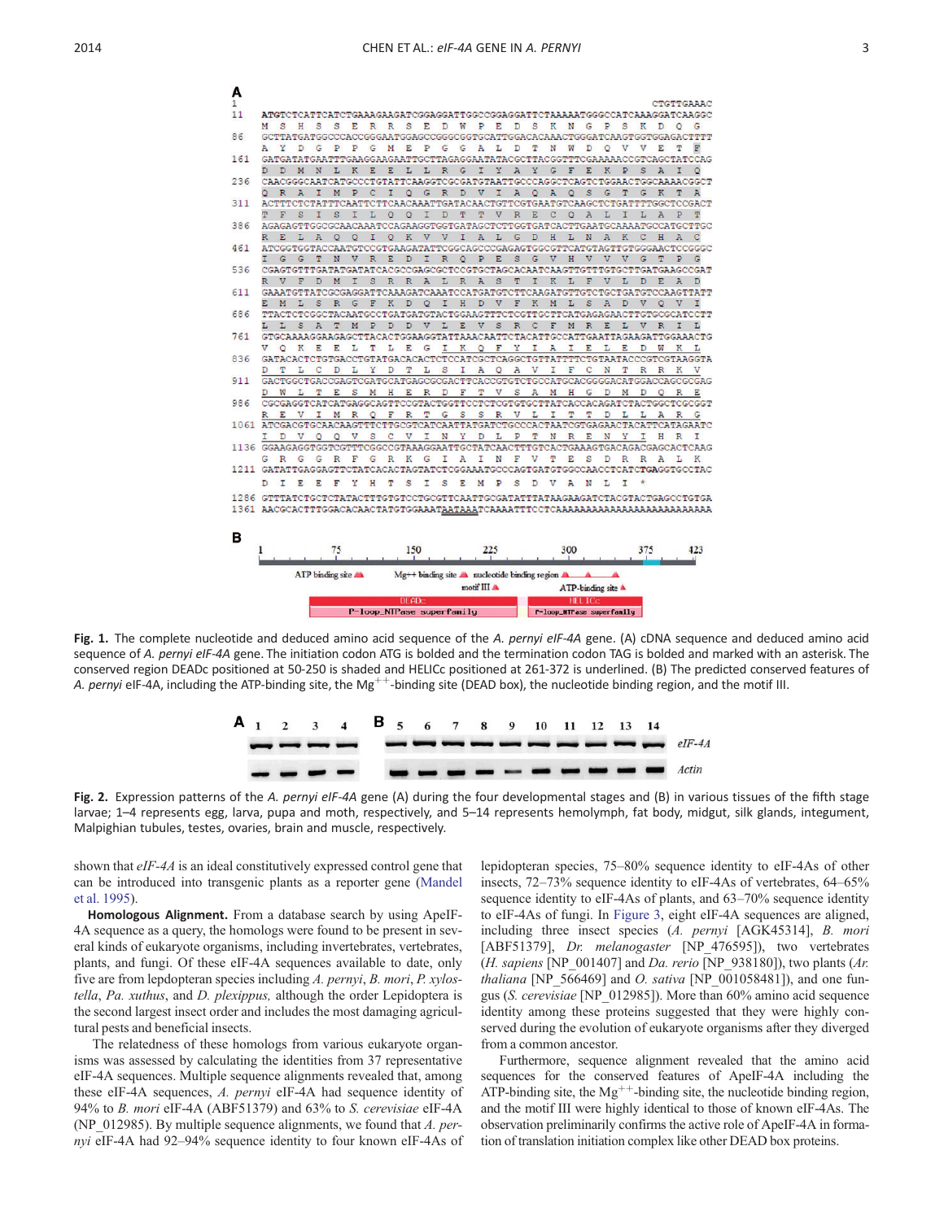**Fig. 1.** The complete nucleotide and deduced amino acid sequence of the *A. pernyi eIF-4A* gene. (A) cDNA sequence and deduced amino acid sequence of *A. pernyi eIF-4A* gene. The initiation codon ATG is bolded and the termination codon TAG is bolded and marked with an asterisk. The conserved region DEADc positioned at 50-250 is shaded and HELICc positioned at 261-372 is underlined. (B) The predicted conserved features of *A. pernyi* eIF-4A, including the ATP-binding site, the $Mg^{++}$-binding site (DEAD box), the nucleotide binding region, and the motif III.

**Fig. 2.** Expression patterns of the *A. pernyi eIF-4A* gene (A) during the four developmental stages and (B) in various tissues of the fifth stage larvae; 1–4 represents egg, larva, pupa and moth, respectively, and 5–14 represents hemolymph, fat body, midgut, silk glands, integument, Malpighian tubules, testes, ovaries, brain and muscle, respectively.

shown that *eIF-4A* is an ideal constitutively expressed control gene that can be introduced into transgenic plants as a reporter gene (Mandel et al. 1995).

**Homologous Alignment.** From a database search by using ApeIF-4A sequence as a query, the homologs were found to be present in several kinds of eukaryote organisms, including invertebrates, vertebrates, plants, and fungi. Of these eIF-4A sequences available to date, only five are from lepdopteran species including *A. pernyi*, *B. mori*, *P. xylostella*, *Pa. xuthus*, and *D. plexippus,* although the order Lepidoptera is the second largest insect order and includes the most damaging agricultural pests and beneficial insects.

The relatedness of these homologs from various eukaryote organisms was assessed by calculating the identities from 37 representative eIF-4A sequences. Multiple sequence alignments revealed that, among these eIF-4A sequences, *A. pernyi* eIF-4A had sequence identity of 94% to *B. mori* eIF-4A (ABF51379) and 63% to *S. cerevisiae* eIF-4A (NP_012985). By multiple sequence alignments, we found that *A. pernyi* eIF-4A had 92–94% sequence identity to four known eIF-4As of lepidopteran species, 75–80% sequence identity to eIF-4As of other insects, 72–73% sequence identity to eIF-4As of vertebrates, 64–65% sequence identity to eIF-4As of plants, and 63–70% sequence identity to eIF-4As of fungi. In Figure 3, eight eIF-4A sequences are aligned, including three insect species (*A. pernyi* [AGK45314], *B. mori* [ABF51379], *Dr. melanogaster* [NP_476595]), two vertebrates (*H. sapiens* [NP_001407] and *Da. rerio* [NP_938180]), two plants (*Ar. thaliana* [NP_566469] and *O. sativa* [NP_001058481]), and one fungus (*S. cerevisiae* [NP_012985]). More than 60% amino acid sequence identity among these proteins suggested that they were highly conserved during the evolution of eukaryote organisms after they diverged from a common ancestor.

Furthermore, sequence alignment revealed that the amino acid sequences for the conserved features of ApeIF-4A including the ATP-binding site, the $Mg^{++}$-binding site, the nucleotide binding region, and the motif III were highly identical to those of known eIF-4As. The observation preliminarily confirms the active role of ApeIF-4A in formation of translation initiation complex like other DEAD box proteins.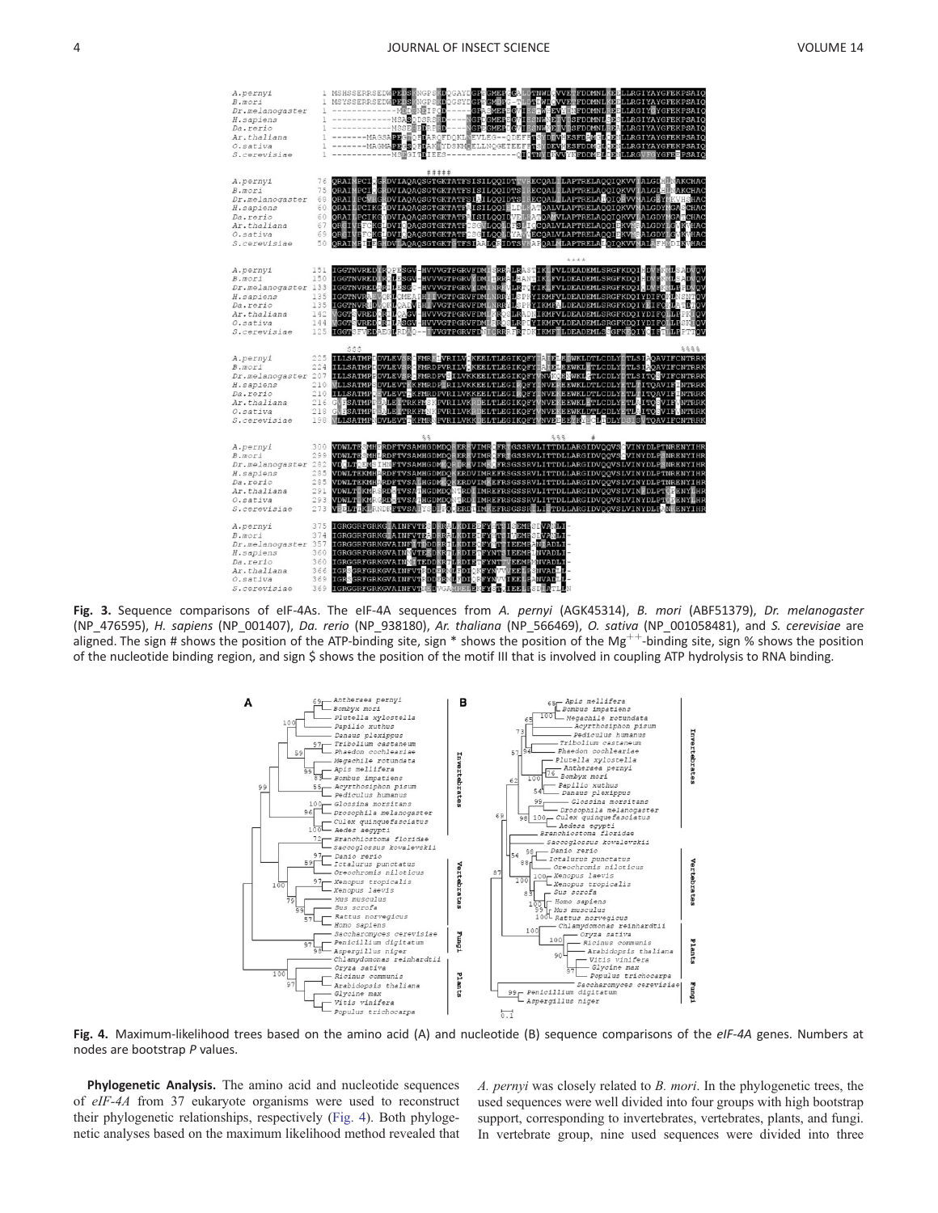**Fig. 3.** Sequence comparisons of eIF-4As. The eIF-4A sequences from *A. pernyi* (AGK45314), *B. mori* (ABF51379), *Dr. melanogaster* (NP_476595), *H. sapiens* (NP_001407), *Da. rerio* (NP_938180), *Ar. thaliana* (NP_566469), *O. sativa* (NP_001058481), and *S. cerevisiae* are aligned. The sign # shows the position of the ATP-binding site, sign * shows the position of the $Mg^{++}$-binding site, sign % shows the position of the nucleotide binding region, and sign $ shows the position of the motif III that is involved in coupling ATP hydrolysis to RNA binding.

**Fig. 4.** Maximum-likelihood trees based on the amino acid (A) and nucleotide (B) sequence comparisons of the *eIF-4A* genes. Numbers at nodes are bootstrap *P* values.

**Phylogenetic Analysis.** The amino acid and nucleotide sequences of *eIF-4A* from 37 eukaryote organisms were used to reconstruct their phylogenetic relationships, respectively (Fig. 4). Both phylogenetic analyses based on the maximum likelihood method revealed that *A. pernyi* was closely related to *B. mori*. In the phylogenetic trees, the used sequences were well divided into four groups with high bootstrap support, corresponding to invertebrates, vertebrates, plants, and fungi. In vertebrate group, nine used sequences were divided into three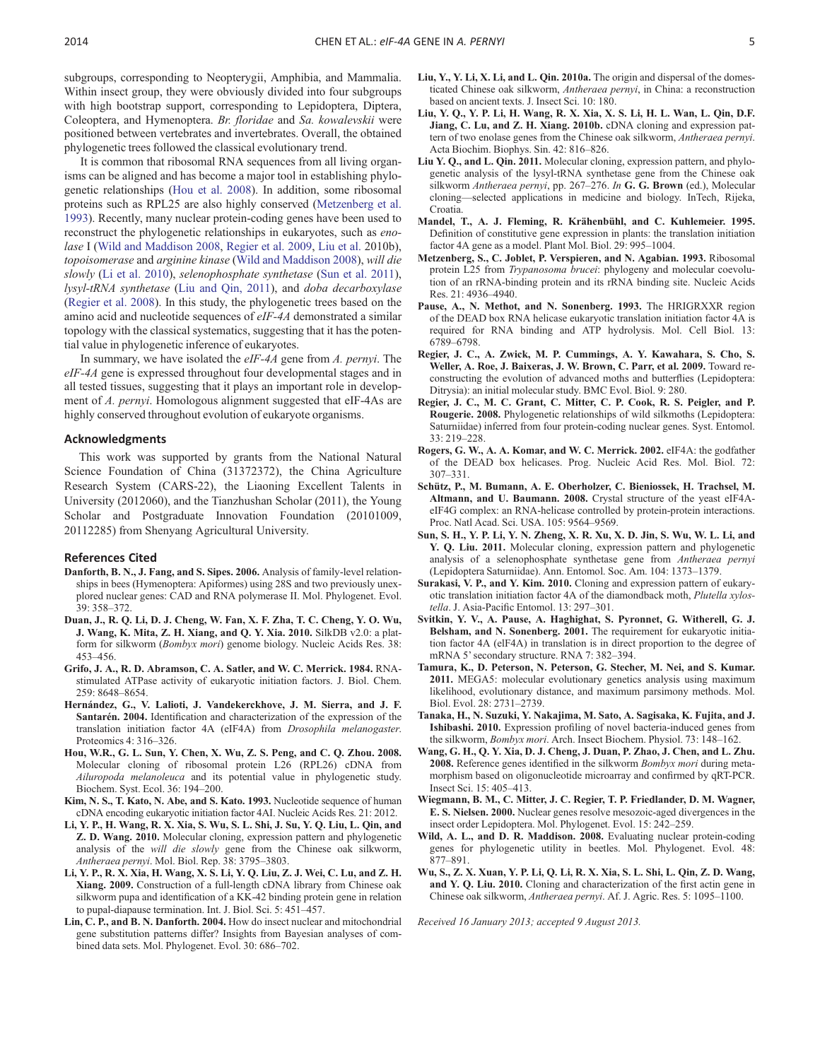subgroups, corresponding to Neopterygii, Amphibia, and Mammalia. Within insect group, they were obviously divided into four subgroups with high bootstrap support, corresponding to Lepidoptera, Diptera, Coleoptera, and Hymenoptera. *Br. floridae* and *Sa. kowalevskii* were positioned between vertebrates and invertebrates. Overall, the obtained phylogenetic trees followed the classical evolutionary trend.

It is common that ribosomal RNA sequences from all living organisms can be aligned and has become a major tool in establishing phylogenetic relationships (Hou et al. 2008). In addition, some ribosomal proteins such as RPL25 are also highly conserved (Metzenberg et al. 1993). Recently, many nuclear protein-coding genes have been used to reconstruct the phylogenetic relationships in eukaryotes, such as *enolase* I (Wild and Maddison 2008, Regier et al. 2009, Liu et al. 2010b), *topoisomerase* and *arginine kinase* (Wild and Maddison 2008), *will die slowly* (Li et al. 2010), *selenophosphate synthetase* (Sun et al. 2011), *lysyl-tRNA synthetase* (Liu and Qin, 2011), and *doba decarboxylase* (Regier et al. 2008). In this study, the phylogenetic trees based on the amino acid and nucleotide sequences of *eIF-4A* demonstrated a similar topology with the classical systematics, suggesting that it has the potential value in phylogenetic inference of eukaryotes.

In summary, we have isolated the *eIF-4A* gene from *A. pernyi*. The *eIF-4A* gene is expressed throughout four developmental stages and in all tested tissues, suggesting that it plays an important role in development of *A. pernyi*. Homologous alignment suggested that eIF-4As are highly conserved throughout evolution of eukaryote organisms.

## Acknowledgments

This work was supported by grants from the National Natural Science Foundation of China (31372372), the China Agriculture Research System (CARS-22), the Liaoning Excellent Talents in University (2012060), and the Tianzhushan Scholar (2011), the Young Scholar and Postgraduate Innovation Foundation (20101009, 20112285) from Shenyang Agricultural University.

## References Cited

**Danforth, B. N., J. Fang, and S. Sipes. 2006.** Analysis of family-level relationships in bees (Hymenoptera: Apiformes) using 28S and two previously unexplored nuclear genes: CAD and RNA polymerase II. Mol. Phylogenet. Evol. 39: 358–372.

**Duan, J., R. Q. Li, D. J. Cheng, W. Fan, X. F. Zha, T. C. Cheng, Y. O. Wu, J. Wang, K. Mita, Z. H. Xiang, and Q. Y. Xia. 2010.** SilkDB v2.0: a platform for silkworm (*Bombyx mori*) genome biology. Nucleic Acids Res. 38: 453–456.

**Grifo, J. A., R. D. Abramson, C. A. Satler, and W. C. Merrick. 1984.** RNA-stimulated ATPase activity of eukaryotic initiation factors. J. Biol. Chem. 259: 8648–8654.

**Hernández, G., V. Lalioti, J. Vandekerckhove, J. M. Sierra, and J. F. Santarén. 2004.** Identification and characterization of the expression of the translation initiation factor 4A (eIF4A) from *Drosophila melanogaster*. Proteomics 4: 316–326.

**Hou, W.R., G. L. Sun, Y. Chen, X. Wu, Z. S. Peng, and C. Q. Zhou. 2008.** Molecular cloning of ribosomal protein L26 (RPL26) cDNA from *Ailuropoda melanoleuca* and its potential value in phylogenetic study. Biochem. Syst. Ecol. 36: 194–200.

**Kim, N. S., T. Kato, N. Abe, and S. Kato. 1993.** Nucleotide sequence of human cDNA encoding eukaryotic initiation factor 4AI. Nucleic Acids Res. 21: 2012.

**Li, Y. P., H. Wang, R. X. Xia, S. Wu, S. L. Shi, J. Su, Y. Q. Liu, L. Qin, and Z. D. Wang. 2010.** Molecular cloning, expression pattern and phylogenetic analysis of the *will die slowly* gene from the Chinese oak silkworm, *Antheraea pernyi*. Mol. Biol. Rep. 38: 3795–3803.

**Li, Y. P., R. X. Xia, H. Wang, X. S. Li, Y. Q. Liu, Z. J. Wei, C. Lu, and Z. H. Xiang. 2009.** Construction of a full-length cDNA library from Chinese oak silkworm pupa and identification of a KK-42 binding protein gene in relation to pupal-diapause termination. Int. J. Biol. Sci. 5: 451–457.

**Lin, C. P., and B. N. Danforth. 2004.** How do insect nuclear and mitochondrial gene substitution patterns differ? Insights from Bayesian analyses of combined data sets. Mol. Phylogenet. Evol. 30: 686–702.

**Liu, Y., Y. Li, X. Li, and L. Qin. 2010a.** The origin and dispersal of the domesticated Chinese oak silkworm, *Antheraea pernyi*, in China: a reconstruction based on ancient texts. J. Insect Sci. 10: 180.

**Liu, Y. Q., Y. P. Li, H. Wang, R. X. Xia, X. S. Li, H. L. Wan, L. Qin, D.F. Jiang, C. Lu, and Z. H. Xiang. 2010b.** cDNA cloning and expression pattern of two enolase genes from the Chinese oak silkworm, *Antheraea pernyi*. Acta Biochim. Biophys. Sin. 42: 816–826.

**Liu Y. Q., and L. Qin. 2011.** Molecular cloning, expression pattern, and phylogenetic analysis of the lysyl-tRNA synthetase gene from the Chinese oak silkworm *Antheraea pernyi*, pp. 267–276. *In* **G. G. Brown** (ed.), Molecular cloning—selected applications in medicine and biology. InTech, Rijeka, Croatia.

**Mandel, T., A. J. Fleming, R. Krähenbühl, and C. Kuhlemeier. 1995.** Definition of constitutive gene expression in plants: the translation initiation factor 4A gene as a model. Plant Mol. Biol. 29: 995–1004.

**Metzenberg, S., C. Joblet, P. Verspieren, and N. Agabian. 1993.** Ribosomal protein L25 from *Trypanosoma brucei*: phylogeny and molecular coevolution of an rRNA-binding protein and its rRNA binding site. Nucleic Acids Res. 21: 4936–4940.

**Pause, A., N. Methot, and N. Sonenberg. 1993.** The HRIGRXXR region of the DEAD box RNA helicase eukaryotic translation initiation factor 4A is required for RNA binding and ATP hydrolysis. Mol. Cell Biol. 13: 6789–6798.

**Regier, J. C., A. Zwick, M. P. Cummings, A. Y. Kawahara, S. Cho, S. Weller, A. Roe, J. Baixeras, J. W. Brown, C. Parr, et al. 2009.** Toward reconstructing the evolution of advanced moths and butterflies (Lepidoptera: Ditrysia): an initial molecular study. BMC Evol. Biol. 9: 280.

**Regier, J. C., M. C. Grant, C. Mitter, C. P. Cook, R. S. Peigler, and P. Rougerie. 2008.** Phylogenetic relationships of wild silkmoths (Lepidoptera: Saturniidae) inferred from four protein-coding nuclear genes. Syst. Entomol. 33: 219–228.

**Rogers, G. W., A. A. Komar, and W. C. Merrick. 2002.** eIF4A: the godfather of the DEAD box helicases. Prog. Nucleic Acid Res. Mol. Biol. 72: 307–331.

**Schütz, P., M. Bumann, A. E. Oberholzer, C. Bieniossek, H. Trachsel, M. Altmann, and U. Baumann. 2008.** Crystal structure of the yeast eIF4A-eIF4G complex: an RNA-helicase controlled by protein-protein interactions. Proc. Natl Acad. Sci. USA. 105: 9564–9569.

**Sun, S. H., Y. P. Li, Y. N. Zheng, X. R. Xu, X. D. Jin, S. Wu, W. L. Li, and Y. Q. Liu. 2011.** Molecular cloning, expression pattern and phylogenetic analysis of a selenophosphate synthetase gene from *Antheraea pernyi* (Lepidoptera Saturniidae). Ann. Entomol. Soc. Am. 104: 1373–1379.

**Surakasi, V. P., and Y. Kim. 2010.** Cloning and expression pattern of eukaryotic translation initiation factor 4A of the diamondback moth, *Plutella xylostella*. J. Asia-Pacific Entomol. 13: 297–301.

**Svitkin, Y. V., A. Pause, A. Haghighat, S. Pyronnet, G. Witherell, G. J. Belsham, and N. Sonenberg. 2001.** The requirement for eukaryotic initiation factor 4A (elF4A) in translation is in direct proportion to the degree of mRNA 5' secondary structure. RNA 7: 382–394.

**Tamura, K., D. Peterson, N. Peterson, G. Stecher, M. Nei, and S. Kumar. 2011.** MEGA5: molecular evolutionary genetics analysis using maximum likelihood, evolutionary distance, and maximum parsimony methods. Mol. Biol. Evol. 28: 2731–2739.

**Tanaka, H., N. Suzuki, Y. Nakajima, M. Sato, A. Sagisaka, K. Fujita, and J. Ishibashi. 2010.** Expression profiling of novel bacteria-induced genes from the silkworm, *Bombyx mori*. Arch. Insect Biochem. Physiol. 73: 148–162.

**Wang, G. H., Q. Y. Xia, D. J. Cheng, J. Duan, P. Zhao, J. Chen, and L. Zhu. 2008.** Reference genes identified in the silkworm *Bombyx mori* during metamorphism based on oligonucleotide microarray and confirmed by qRT-PCR. Insect Sci. 15: 405–413.

**Wiegmann, B. M., C. Mitter, J. C. Regier, T. P. Friedlander, D. M. Wagner, E. S. Nielsen. 2000.** Nuclear genes resolve mesozoic-aged divergences in the insect order Lepidoptera. Mol. Phylogenet. Evol. 15: 242–259.

**Wild, A. L., and D. R. Maddison. 2008.** Evaluating nuclear protein-coding genes for phylogenetic utility in beetles. Mol. Phylogenet. Evol. 48: 877–891.

**Wu, S., Z. X. Xuan, Y. P. Li, Q. Li, R. X. Xia, S. L. Shi, L. Qin, Z. D. Wang, and Y. Q. Liu. 2010.** Cloning and characterization of the first actin gene in Chinese oak silkworm, *Antheraea pernyi*. Af. J. Agric. Res. 5: 1095–1100.

*Received 16 January 2013; accepted 9 August 2013.*